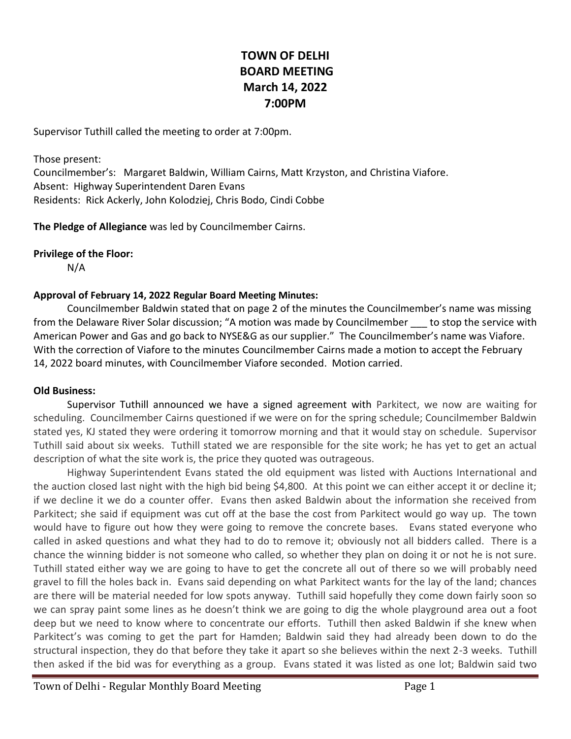# TOWN OF DELHI
# BOARD MEETING
# March 14, 2022
# 7:00PM

Supervisor Tuthill called the meeting to order at 7:00pm.

Those present:
Councilmember's: Margaret Baldwin, William Cairns, Matt Krzyston, and Christina Viafore.
Absent: Highway Superintendent Daren Evans
Residents: Rick Ackerly, John Kolodziej, Chris Bodo, Cindi Cobbe

**The Pledge of Allegiance** was led by Councilmember Cairns.

**Privilege of the Floor:**

N/A

**Approval of February 14, 2022 Regular Board Meeting Minutes:**

Councilmember Baldwin stated that on page 2 of the minutes the Councilmember's name was missing from the Delaware River Solar discussion; "A motion was made by Councilmember ___ to stop the service with American Power and Gas and go back to NYSE&G as our supplier." The Councilmember's name was Viafore. With the correction of Viafore to the minutes Councilmember Cairns made a motion to accept the February 14, 2022 board minutes, with Councilmember Viafore seconded. Motion carried.

**Old Business:**

Supervisor Tuthill announced we have a signed agreement with Parkitect, we now are waiting for scheduling. Councilmember Cairns questioned if we were on for the spring schedule; Councilmember Baldwin stated yes, KJ stated they were ordering it tomorrow morning and that it would stay on schedule. Supervisor Tuthill said about six weeks. Tuthill stated we are responsible for the site work; he has yet to get an actual description of what the site work is, the price they quoted was outrageous.

Highway Superintendent Evans stated the old equipment was listed with Auctions International and the auction closed last night with the high bid being $4,800. At this point we can either accept it or decline it; if we decline it we do a counter offer. Evans then asked Baldwin about the information she received from Parkitect; she said if equipment was cut off at the base the cost from Parkitect would go way up. The town would have to figure out how they were going to remove the concrete bases. Evans stated everyone who called in asked questions and what they had to do to remove it; obviously not all bidders called. There is a chance the winning bidder is not someone who called, so whether they plan on doing it or not he is not sure. Tuthill stated either way we are going to have to get the concrete all out of there so we will probably need gravel to fill the holes back in. Evans said depending on what Parkitect wants for the lay of the land; chances are there will be material needed for low spots anyway. Tuthill said hopefully they come down fairly soon so we can spray paint some lines as he doesn't think we are going to dig the whole playground area out a foot deep but we need to know where to concentrate our efforts. Tuthill then asked Baldwin if she knew when Parkitect's was coming to get the part for Hamden; Baldwin said they had already been down to do the structural inspection, they do that before they take it apart so she believes within the next 2-3 weeks. Tuthill then asked if the bid was for everything as a group. Evans stated it was listed as one lot; Baldwin said two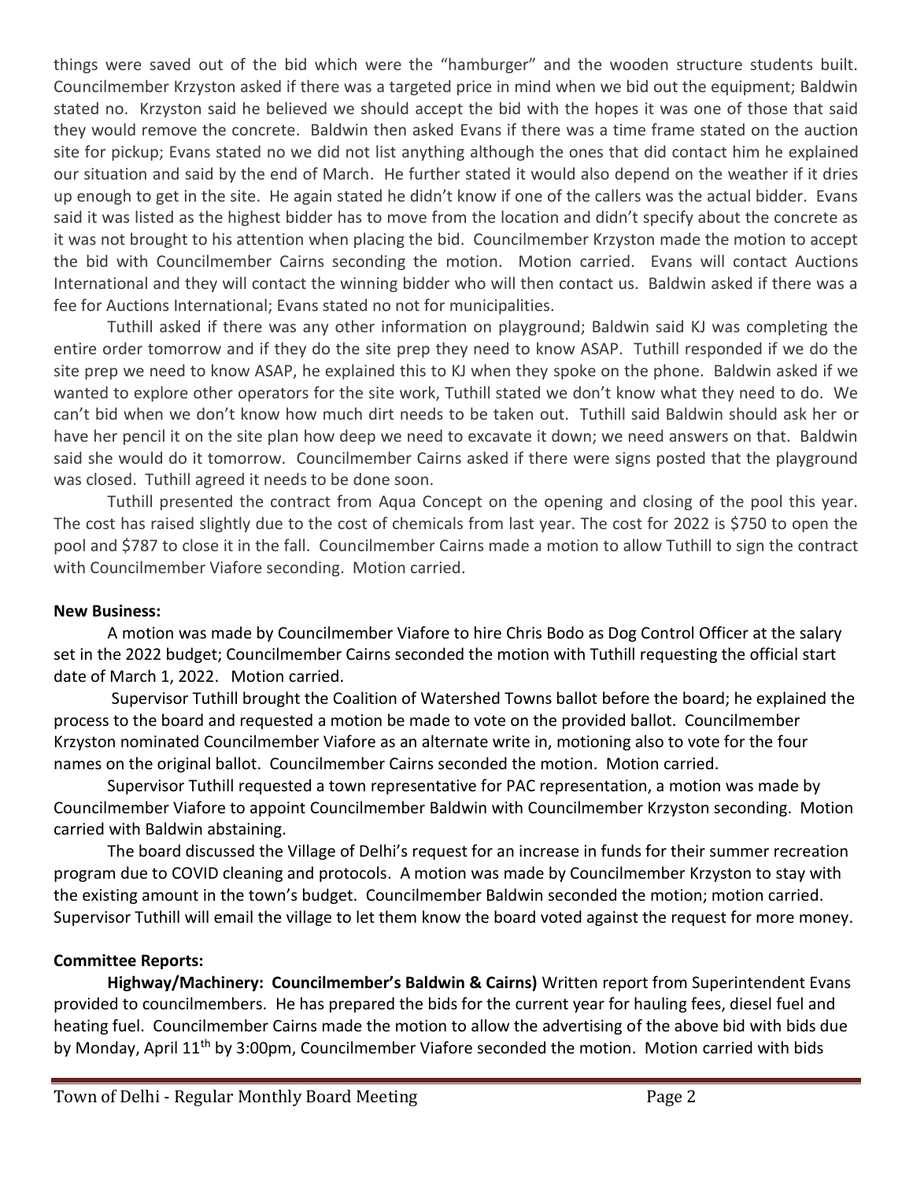things were saved out of the bid which were the "hamburger" and the wooden structure students built. Councilmember Krzyston asked if there was a targeted price in mind when we bid out the equipment; Baldwin stated no. Krzyston said he believed we should accept the bid with the hopes it was one of those that said they would remove the concrete. Baldwin then asked Evans if there was a time frame stated on the auction site for pickup; Evans stated no we did not list anything although the ones that did contact him he explained our situation and said by the end of March. He further stated it would also depend on the weather if it dries up enough to get in the site. He again stated he didn't know if one of the callers was the actual bidder. Evans said it was listed as the highest bidder has to move from the location and didn't specify about the concrete as it was not brought to his attention when placing the bid. Councilmember Krzyston made the motion to accept the bid with Councilmember Cairns seconding the motion. Motion carried. Evans will contact Auctions International and they will contact the winning bidder who will then contact us. Baldwin asked if there was a fee for Auctions International; Evans stated no not for municipalities.

Tuthill asked if there was any other information on playground; Baldwin said KJ was completing the entire order tomorrow and if they do the site prep they need to know ASAP. Tuthill responded if we do the site prep we need to know ASAP, he explained this to KJ when they spoke on the phone. Baldwin asked if we wanted to explore other operators for the site work, Tuthill stated we don't know what they need to do. We can't bid when we don't know how much dirt needs to be taken out. Tuthill said Baldwin should ask her or have her pencil it on the site plan how deep we need to excavate it down; we need answers on that. Baldwin said she would do it tomorrow. Councilmember Cairns asked if there were signs posted that the playground was closed. Tuthill agreed it needs to be done soon.

Tuthill presented the contract from Aqua Concept on the opening and closing of the pool this year. The cost has raised slightly due to the cost of chemicals from last year. The cost for 2022 is $750 to open the pool and $787 to close it in the fall. Councilmember Cairns made a motion to allow Tuthill to sign the contract with Councilmember Viafore seconding. Motion carried.

**New Business:**

A motion was made by Councilmember Viafore to hire Chris Bodo as Dog Control Officer at the salary set in the 2022 budget; Councilmember Cairns seconded the motion with Tuthill requesting the official start date of March 1, 2022. Motion carried.

Supervisor Tuthill brought the Coalition of Watershed Towns ballot before the board; he explained the process to the board and requested a motion be made to vote on the provided ballot. Councilmember Krzyston nominated Councilmember Viafore as an alternate write in, motioning also to vote for the four names on the original ballot. Councilmember Cairns seconded the motion. Motion carried.

Supervisor Tuthill requested a town representative for PAC representation, a motion was made by Councilmember Viafore to appoint Councilmember Baldwin with Councilmember Krzyston seconding. Motion carried with Baldwin abstaining.

The board discussed the Village of Delhi's request for an increase in funds for their summer recreation program due to COVID cleaning and protocols. A motion was made by Councilmember Krzyston to stay with the existing amount in the town's budget. Councilmember Baldwin seconded the motion; motion carried. Supervisor Tuthill will email the village to let them know the board voted against the request for more money.

**Committee Reports:**

**Highway/Machinery: Councilmember's Baldwin & Cairns)** Written report from Superintendent Evans provided to councilmembers. He has prepared the bids for the current year for hauling fees, diesel fuel and heating fuel. Councilmember Cairns made the motion to allow the advertising of the above bid with bids due by Monday, April 11th by 3:00pm, Councilmember Viafore seconded the motion. Motion carried with bids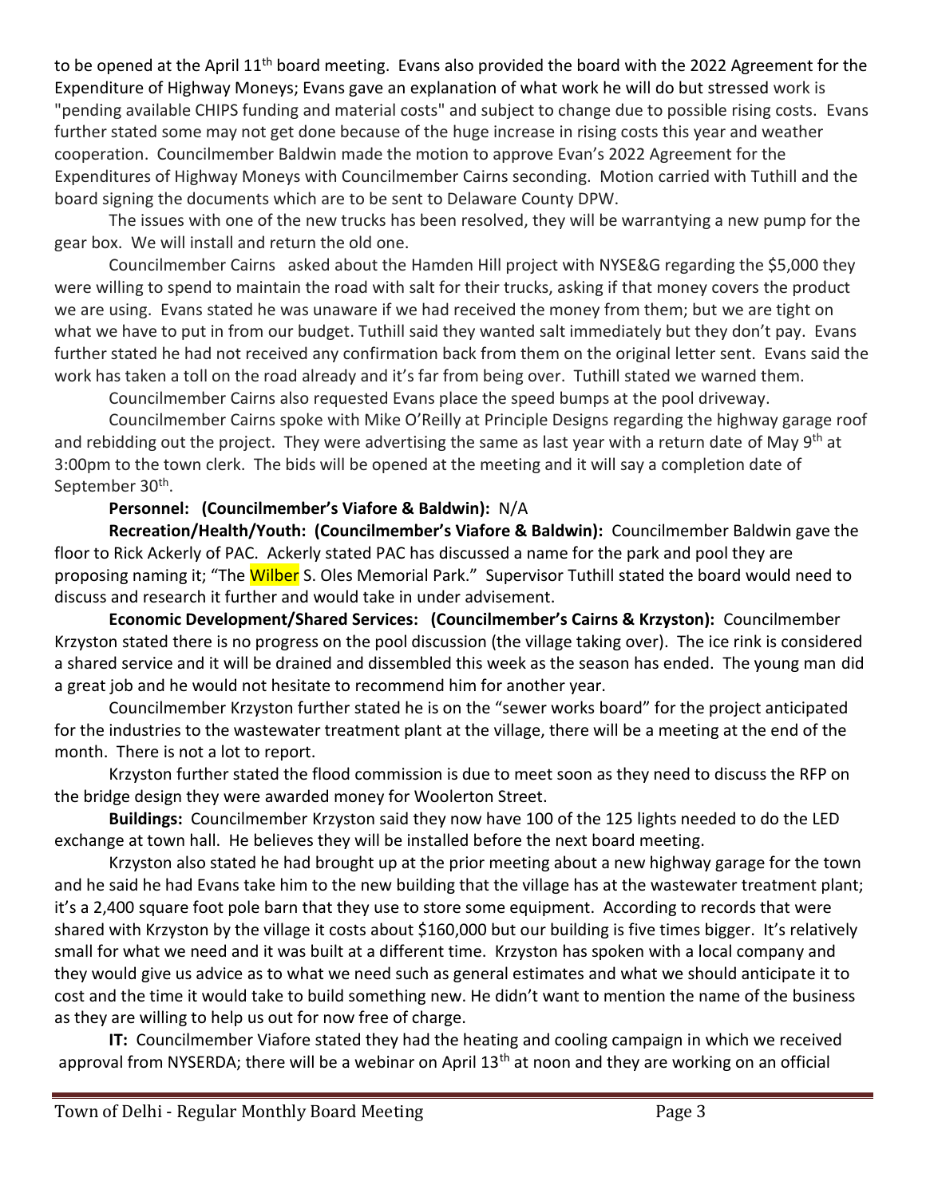to be opened at the April 11th board meeting. Evans also provided the board with the 2022 Agreement for the Expenditure of Highway Moneys; Evans gave an explanation of what work he will do but stressed work is "pending available CHIPS funding and material costs" and subject to change due to possible rising costs. Evans further stated some may not get done because of the huge increase in rising costs this year and weather cooperation. Councilmember Baldwin made the motion to approve Evan's 2022 Agreement for the Expenditures of Highway Moneys with Councilmember Cairns seconding. Motion carried with Tuthill and the board signing the documents which are to be sent to Delaware County DPW.

The issues with one of the new trucks has been resolved, they will be warrantying a new pump for the gear box. We will install and return the old one.

Councilmember Cairns asked about the Hamden Hill project with NYSE&G regarding the $5,000 they were willing to spend to maintain the road with salt for their trucks, asking if that money covers the product we are using. Evans stated he was unaware if we had received the money from them; but we are tight on what we have to put in from our budget. Tuthill said they wanted salt immediately but they don't pay. Evans further stated he had not received any confirmation back from them on the original letter sent. Evans said the work has taken a toll on the road already and it's far from being over. Tuthill stated we warned them.

Councilmember Cairns also requested Evans place the speed bumps at the pool driveway.

Councilmember Cairns spoke with Mike O'Reilly at Principle Designs regarding the highway garage roof and rebidding out the project. They were advertising the same as last year with a return date of May 9th at 3:00pm to the town clerk. The bids will be opened at the meeting and it will say a completion date of September 30th.

**Personnel: (Councilmember's Viafore & Baldwin):** N/A

**Recreation/Health/Youth: (Councilmember's Viafore & Baldwin):** Councilmember Baldwin gave the floor to Rick Ackerly of PAC. Ackerly stated PAC has discussed a name for the park and pool they are proposing naming it; "The Wilber S. Oles Memorial Park." Supervisor Tuthill stated the board would need to discuss and research it further and would take in under advisement.

**Economic Development/Shared Services: (Councilmember's Cairns & Krzyston):** Councilmember Krzyston stated there is no progress on the pool discussion (the village taking over). The ice rink is considered a shared service and it will be drained and dissembled this week as the season has ended. The young man did a great job and he would not hesitate to recommend him for another year.

Councilmember Krzyston further stated he is on the "sewer works board" for the project anticipated for the industries to the wastewater treatment plant at the village, there will be a meeting at the end of the month. There is not a lot to report.

Krzyston further stated the flood commission is due to meet soon as they need to discuss the RFP on the bridge design they were awarded money for Woolerton Street.

**Buildings:** Councilmember Krzyston said they now have 100 of the 125 lights needed to do the LED exchange at town hall. He believes they will be installed before the next board meeting.

Krzyston also stated he had brought up at the prior meeting about a new highway garage for the town and he said he had Evans take him to the new building that the village has at the wastewater treatment plant; it's a 2,400 square foot pole barn that they use to store some equipment. According to records that were shared with Krzyston by the village it costs about $160,000 but our building is five times bigger. It's relatively small for what we need and it was built at a different time. Krzyston has spoken with a local company and they would give us advice as to what we need such as general estimates and what we should anticipate it to cost and the time it would take to build something new. He didn't want to mention the name of the business as they are willing to help us out for now free of charge.

**IT:** Councilmember Viafore stated they had the heating and cooling campaign in which we received approval from NYSERDA; there will be a webinar on April 13th at noon and they are working on an official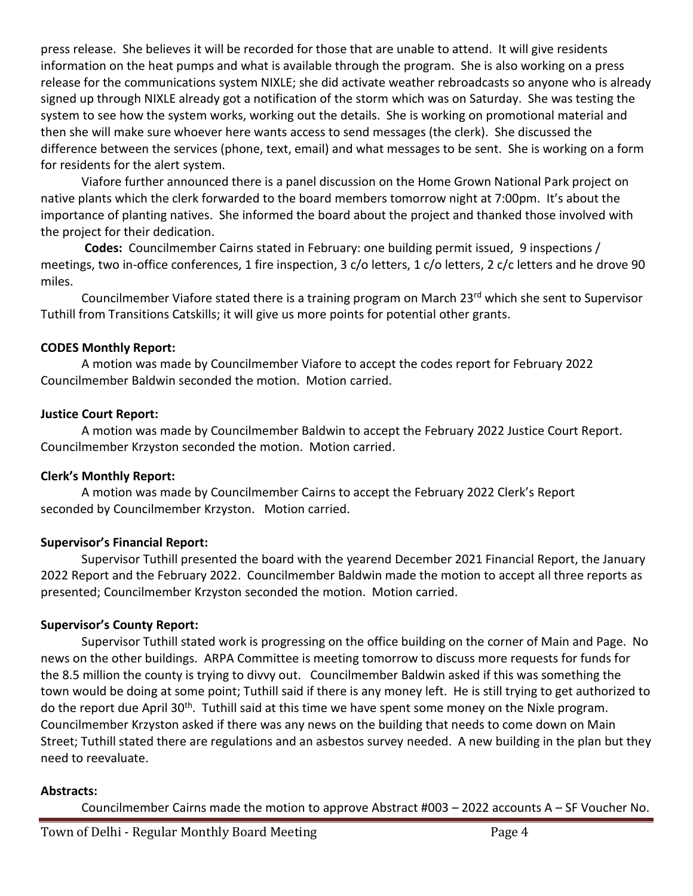press release. She believes it will be recorded for those that are unable to attend. It will give residents information on the heat pumps and what is available through the program. She is also working on a press release for the communications system NIXLE; she did activate weather rebroadcasts so anyone who is already signed up through NIXLE already got a notification of the storm which was on Saturday. She was testing the system to see how the system works, working out the details. She is working on promotional material and then she will make sure whoever here wants access to send messages (the clerk). She discussed the difference between the services (phone, text, email) and what messages to be sent. She is working on a form for residents for the alert system.

Viafore further announced there is a panel discussion on the Home Grown National Park project on native plants which the clerk forwarded to the board members tomorrow night at 7:00pm. It's about the importance of planting natives. She informed the board about the project and thanked those involved with the project for their dedication.

**Codes:** Councilmember Cairns stated in February: one building permit issued, 9 inspections / meetings, two in-office conferences, 1 fire inspection, 3 c/o letters, 1 c/o letters, 2 c/c letters and he drove 90 miles.

Councilmember Viafore stated there is a training program on March 23rd which she sent to Supervisor Tuthill from Transitions Catskills; it will give us more points for potential other grants.

**CODES Monthly Report:**

A motion was made by Councilmember Viafore to accept the codes report for February 2022 Councilmember Baldwin seconded the motion. Motion carried.

**Justice Court Report:**

A motion was made by Councilmember Baldwin to accept the February 2022 Justice Court Report. Councilmember Krzyston seconded the motion. Motion carried.

**Clerk's Monthly Report:**

A motion was made by Councilmember Cairns to accept the February 2022 Clerk's Report seconded by Councilmember Krzyston. Motion carried.

**Supervisor's Financial Report:**

Supervisor Tuthill presented the board with the yearend December 2021 Financial Report, the January 2022 Report and the February 2022. Councilmember Baldwin made the motion to accept all three reports as presented; Councilmember Krzyston seconded the motion. Motion carried.

**Supervisor's County Report:**

Supervisor Tuthill stated work is progressing on the office building on the corner of Main and Page. No news on the other buildings. ARPA Committee is meeting tomorrow to discuss more requests for funds for the 8.5 million the county is trying to divvy out. Councilmember Baldwin asked if this was something the town would be doing at some point; Tuthill said if there is any money left. He is still trying to get authorized to do the report due April 30th. Tuthill said at this time we have spent some money on the Nixle program. Councilmember Krzyston asked if there was any news on the building that needs to come down on Main Street; Tuthill stated there are regulations and an asbestos survey needed. A new building in the plan but they need to reevaluate.

**Abstracts:**

Councilmember Cairns made the motion to approve Abstract #003 – 2022 accounts A – SF Voucher No.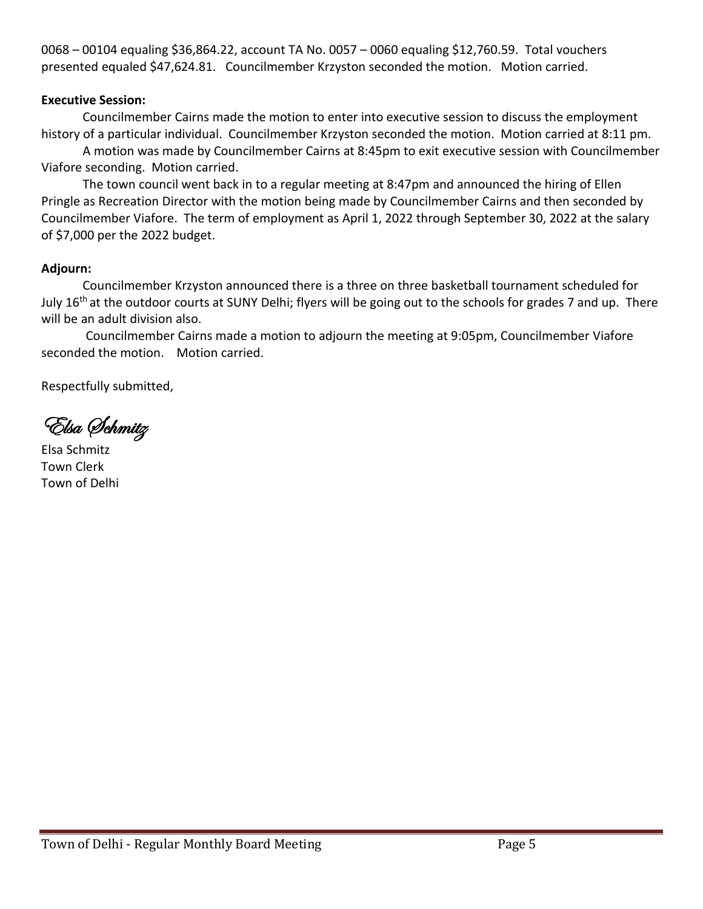0068 – 00104 equaling $36,864.22, account TA No. 0057 – 0060 equaling $12,760.59. Total vouchers presented equaled $47,624.81. Councilmember Krzyston seconded the motion. Motion carried.

**Executive Session:**

Councilmember Cairns made the motion to enter into executive session to discuss the employment history of a particular individual. Councilmember Krzyston seconded the motion. Motion carried at 8:11 pm.

A motion was made by Councilmember Cairns at 8:45pm to exit executive session with Councilmember Viafore seconding. Motion carried.

The town council went back in to a regular meeting at 8:47pm and announced the hiring of Ellen Pringle as Recreation Director with the motion being made by Councilmember Cairns and then seconded by Councilmember Viafore. The term of employment as April 1, 2022 through September 30, 2022 at the salary of $7,000 per the 2022 budget.

**Adjourn:**

Councilmember Krzyston announced there is a three on three basketball tournament scheduled for July 16th at the outdoor courts at SUNY Delhi; flyers will be going out to the schools for grades 7 and up. There will be an adult division also.

Councilmember Cairns made a motion to adjourn the meeting at 9:05pm, Councilmember Viafore seconded the motion. Motion carried.

Respectfully submitted,

*Elsa Schmitz*

Elsa Schmitz
Town Clerk
Town of Delhi